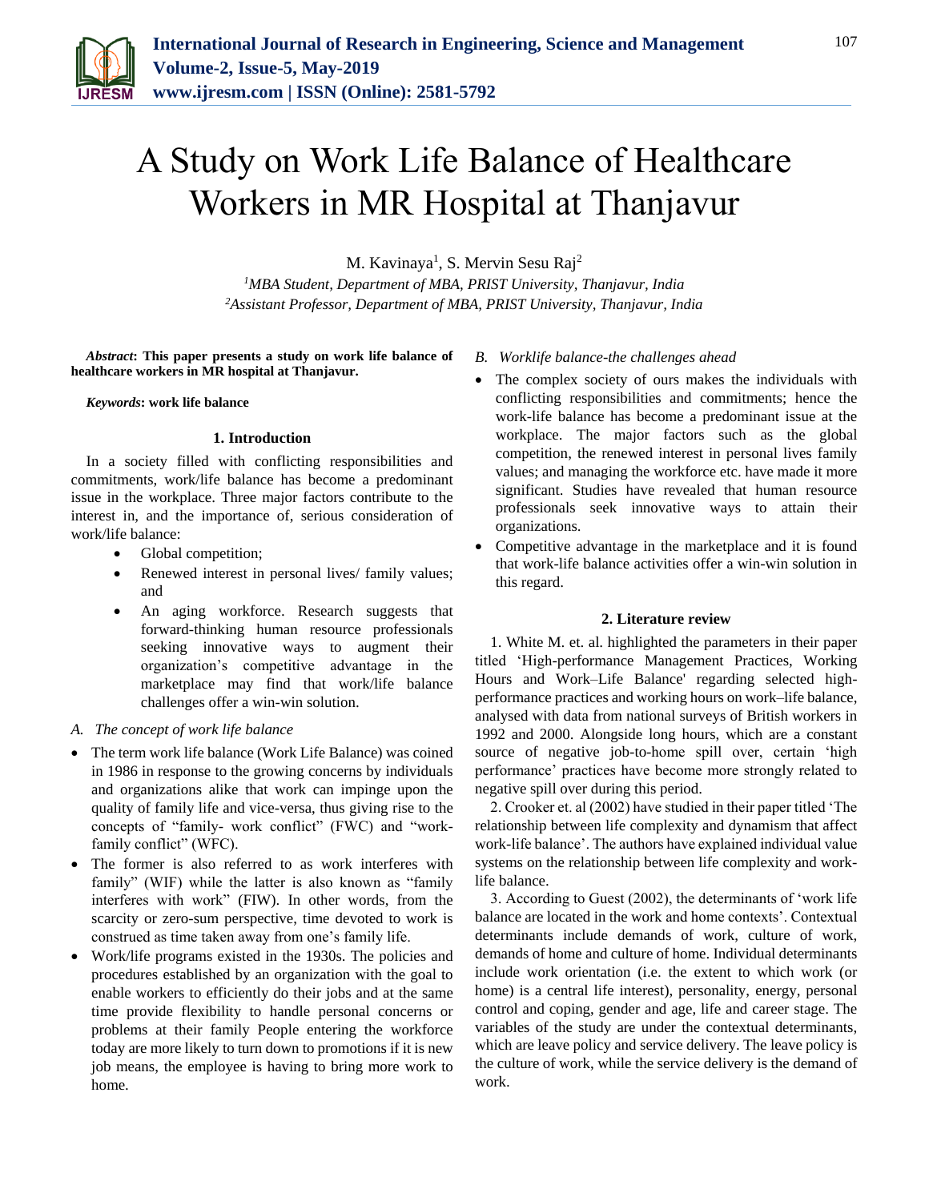# A Study on Work Life Balance of Healthcare Workers in MR Hospital at Thanjavur

M. Kavinaya[1], S. Mervin Sesu Raj[2]

[1]*MBA Student, Department of MBA, PRIST University, Thanjavur, India*
[2]*Assistant Professor, Department of MBA, PRIST University, Thanjavur, India*

***Abstract*: This paper presents a study on work life balance of healthcare workers in MR hospital at Thanjavur.**

***Keywords*: work life balance**

## 1. Introduction

In a society filled with conflicting responsibilities and commitments, work/life balance has become a predominant issue in the workplace. Three major factors contribute to the interest in, and the importance of, serious consideration of work/life balance:

- Global competition;
- Renewed interest in personal lives/ family values; and
- An aging workforce. Research suggests that forward-thinking human resource professionals seeking innovative ways to augment their organization's competitive advantage in the marketplace may find that work/life balance challenges offer a win-win solution.

### *A. The concept of work life balance*

- The term work life balance (Work Life Balance) was coined in 1986 in response to the growing concerns by individuals and organizations alike that work can impinge upon the quality of family life and vice-versa, thus giving rise to the concepts of "family- work conflict" (FWC) and "work-family conflict" (WFC).
- The former is also referred to as work interferes with family" (WIF) while the latter is also known as "family interferes with work" (FIW). In other words, from the scarcity or zero-sum perspective, time devoted to work is construed as time taken away from one's family life.
- Work/life programs existed in the 1930s. The policies and procedures established by an organization with the goal to enable workers to efficiently do their jobs and at the same time provide flexibility to handle personal concerns or problems at their family People entering the workforce today are more likely to turn down to promotions if it is new job means, the employee is having to bring more work to home.

### *B. Worklife balance-the challenges ahead*

- The complex society of ours makes the individuals with conflicting responsibilities and commitments; hence the work-life balance has become a predominant issue at the workplace. The major factors such as the global competition, the renewed interest in personal lives family values; and managing the workforce etc. have made it more significant. Studies have revealed that human resource professionals seek innovative ways to attain their organizations.
- Competitive advantage in the marketplace and it is found that work-life balance activities offer a win-win solution in this regard.

## 2. Literature review

1. White M. et. al. highlighted the parameters in their paper titled 'High-performance Management Practices, Working Hours and Work–Life Balance' regarding selected high-performance practices and working hours on work–life balance, analysed with data from national surveys of British workers in 1992 and 2000. Alongside long hours, which are a constant source of negative job-to-home spill over, certain 'high performance' practices have become more strongly related to negative spill over during this period.

2. Crooker et. al (2002) have studied in their paper titled 'The relationship between life complexity and dynamism that affect work-life balance'. The authors have explained individual value systems on the relationship between life complexity and work-life balance.

3. According to Guest (2002), the determinants of 'work life balance are located in the work and home contexts'. Contextual determinants include demands of work, culture of work, demands of home and culture of home. Individual determinants include work orientation (i.e. the extent to which work (or home) is a central life interest), personality, energy, personal control and coping, gender and age, life and career stage. The variables of the study are under the contextual determinants, which are leave policy and service delivery. The leave policy is the culture of work, while the service delivery is the demand of work.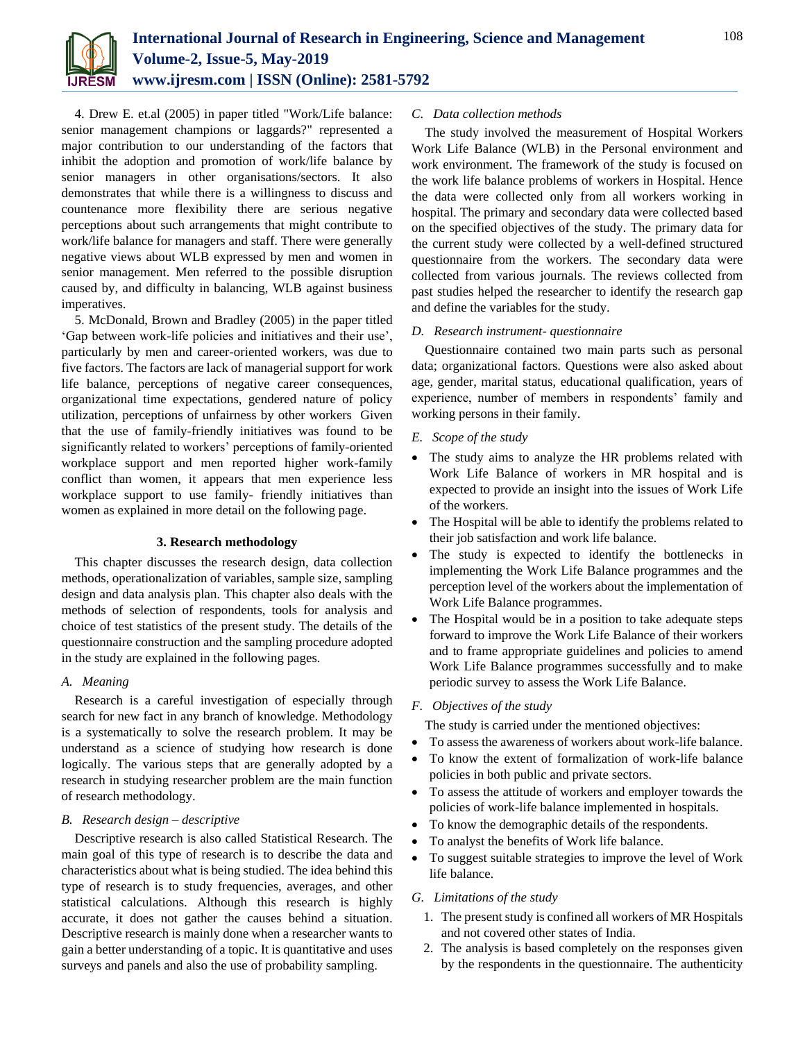4. Drew E. et.al (2005) in paper titled "Work/Life balance: senior management champions or laggards?" represented a major contribution to our understanding of the factors that inhibit the adoption and promotion of work/life balance by senior managers in other organisations/sectors. It also demonstrates that while there is a willingness to discuss and countenance more flexibility there are serious negative perceptions about such arrangements that might contribute to work/life balance for managers and staff. There were generally negative views about WLB expressed by men and women in senior management. Men referred to the possible disruption caused by, and difficulty in balancing, WLB against business imperatives.

5. McDonald, Brown and Bradley (2005) in the paper titled 'Gap between work-life policies and initiatives and their use', particularly by men and career-oriented workers, was due to five factors. The factors are lack of managerial support for work life balance, perceptions of negative career consequences, organizational time expectations, gendered nature of policy utilization, perceptions of unfairness by other workers Given that the use of family-friendly initiatives was found to be significantly related to workers' perceptions of family-oriented workplace support and men reported higher work-family conflict than women, it appears that men experience less workplace support to use family- friendly initiatives than women as explained in more detail on the following page.

## 3. Research methodology

This chapter discusses the research design, data collection methods, operationalization of variables, sample size, sampling design and data analysis plan. This chapter also deals with the methods of selection of respondents, tools for analysis and choice of test statistics of the present study. The details of the questionnaire construction and the sampling procedure adopted in the study are explained in the following pages.

### *A. Meaning*

Research is a careful investigation of especially through search for new fact in any branch of knowledge. Methodology is a systematically to solve the research problem. It may be understand as a science of studying how research is done logically. The various steps that are generally adopted by a research in studying researcher problem are the main function of research methodology.

### *B. Research design – descriptive*

Descriptive research is also called Statistical Research. The main goal of this type of research is to describe the data and characteristics about what is being studied. The idea behind this type of research is to study frequencies, averages, and other statistical calculations. Although this research is highly accurate, it does not gather the causes behind a situation. Descriptive research is mainly done when a researcher wants to gain a better understanding of a topic. It is quantitative and uses surveys and panels and also the use of probability sampling.

### *C. Data collection methods*

The study involved the measurement of Hospital Workers Work Life Balance (WLB) in the Personal environment and work environment. The framework of the study is focused on the work life balance problems of workers in Hospital. Hence the data were collected only from all workers working in hospital. The primary and secondary data were collected based on the specified objectives of the study. The primary data for the current study were collected by a well-defined structured questionnaire from the workers. The secondary data were collected from various journals. The reviews collected from past studies helped the researcher to identify the research gap and define the variables for the study.

### *D. Research instrument- questionnaire*

Questionnaire contained two main parts such as personal data; organizational factors. Questions were also asked about age, gender, marital status, educational qualification, years of experience, number of members in respondents' family and working persons in their family.

### *E. Scope of the study*

- The study aims to analyze the HR problems related with Work Life Balance of workers in MR hospital and is expected to provide an insight into the issues of Work Life of the workers.
- The Hospital will be able to identify the problems related to their job satisfaction and work life balance.
- The study is expected to identify the bottlenecks in implementing the Work Life Balance programmes and the perception level of the workers about the implementation of Work Life Balance programmes.
- The Hospital would be in a position to take adequate steps forward to improve the Work Life Balance of their workers and to frame appropriate guidelines and policies to amend Work Life Balance programmes successfully and to make periodic survey to assess the Work Life Balance.

### *F. Objectives of the study*

The study is carried under the mentioned objectives:

- To assess the awareness of workers about work-life balance.
- To know the extent of formalization of work-life balance policies in both public and private sectors.
- To assess the attitude of workers and employer towards the policies of work-life balance implemented in hospitals.
- To know the demographic details of the respondents.
- To analyst the benefits of Work life balance.
- To suggest suitable strategies to improve the level of Work life balance.

### *G. Limitations of the study*

1. The present study is confined all workers of MR Hospitals and not covered other states of India.
2. The analysis is based completely on the responses given by the respondents in the questionnaire. The authenticity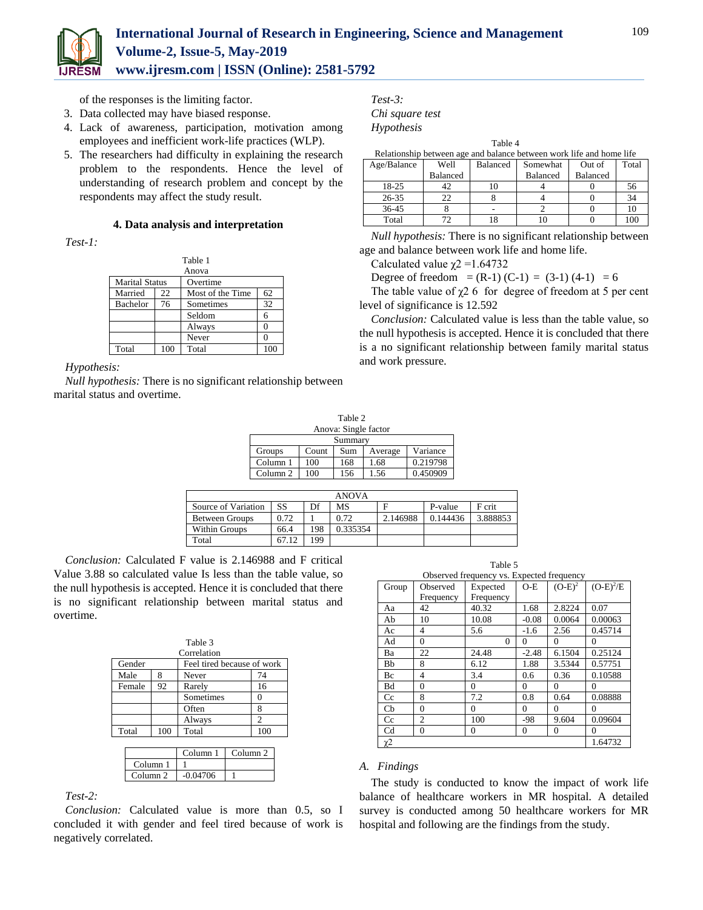of the responses is the limiting factor.

3. Data collected may have biased response.
4. Lack of awareness, participation, motivation among employees and inefficient work-life practices (WLP).
5. The researchers had difficulty in explaining the research problem to the respondents. Hence the level of understanding of research problem and concept by the respondents may affect the study result.

## 4. Data analysis and interpretation

*Test-1:*

Table 1
Anova

| Marital Status | | Overtime | |
|---|---|---|---|
| Married | 22 | Most of the Time | 62 |
| Bachelor | 76 | Sometimes | 32 |
| | | Seldom | 6 |
| | | Always | 0 |
| | | Never | 0 |
| Total | 100 | Total | 100 |

*Hypothesis:*

*Null hypothesis:* There is no significant relationship between marital status and overtime.

Table 2
Anova: Single factor

| Summary | | | | |
|---|---|---|---|---|
| Groups | Count | Sum | Average | Variance |
| Column 1 | 100 | 168 | 1.68 | 0.219798 |
| Column 2 | 100 | 156 | 1.56 | 0.450909 |

| ANOVA | | | | | | |
|---|---|---|---|---|---|---|
| Source of Variation | SS | Df | MS | F | P-value | F crit |
| Between Groups | 0.72 | 1 | 0.72 | 2.146988 | 0.144436 | 3.888853 |
| Within Groups | 66.4 | 198 | 0.335354 | | | |
| Total | 67.12 | 199 | | | | |

*Conclusion:* Calculated F value is 2.146988 and F critical Value 3.88 so calculated value Is less than the table value, so the null hypothesis is accepted. Hence it is concluded that there is no significant relationship between marital status and overtime.

Table 3
Correlation

| Gender | | Feel tired because of work | |
|---|---|---|---|
| Male | 8 | Never | 74 |
| Female | 92 | Rarely | 16 |
| | | Sometimes | 0 |
| | | Often | 8 |
| | | Always | 2 |
| Total | 100 | Total | 100 |

| | Column 1 | Column 2 |
|---|---|---|
| Column 1 | 1 | |
| Column 2 | -0.04706 | 1 |

*Test-2:*

*Conclusion:* Calculated value is more than 0.5, so I concluded it with gender and feel tired because of work is negatively correlated.

*Test-3:*
*Chi square test*
*Hypothesis*

Table 4
Relationship between age and balance between work life and home life

| Age/Balance | Well Balanced | Balanced | Somewhat Balanced | Out of Balanced | Total |
|---|---|---|---|---|---|
| 18-25 | 42 | 10 | 4 | 0 | 56 |
| 26-35 | 22 | 8 | 4 | 0 | 34 |
| 36-45 | 8 | - | 2 | 0 | 10 |
| Total | 72 | 18 | 10 | 0 | 100 |

*Null hypothesis:* There is no significant relationship between age and balance between work life and home life.

Calculated value $\chi 2$ =1.64732

Degree of freedom = (R-1) (C-1) = (3-1) (4-1) = 6

The table value of $\chi 2$ 6 for degree of freedom at 5 per cent level of significance is 12.592

*Conclusion:* Calculated value is less than the table value, so the null hypothesis is accepted. Hence it is concluded that there is a no significant relationship between family marital status and work pressure.

Table 5
Observed frequency vs. Expected frequency

| Group | Observed Frequency | Expected Frequency | O-E | $(O-E)^2$ | $(O-E)^2/E$ |
|---|---|---|---|---|---|
| Aa | 42 | 40.32 | 1.68 | 2.8224 | 0.07 |
| Ab | 10 | 10.08 | -0.08 | 0.0064 | 0.00063 |
| Ac | 4 | 5.6 | -1.6 | 2.56 | 0.45714 |
| Ad | 0 | 0 | 0 | 0 | 0 |
| Ba | 22 | 24.48 | -2.48 | 6.1504 | 0.25124 |
| Bb | 8 | 6.12 | 1.88 | 3.5344 | 0.57751 |
| Bc | 4 | 3.4 | 0.6 | 0.36 | 0.10588 |
| Bd | 0 | 0 | 0 | 0 | 0 |
| Cc | 8 | 7.2 | 0.8 | 0.64 | 0.08888 |
| Cb | 0 | 0 | 0 | 0 | 0 |
| Cc | 2 | 100 | -98 | 9.604 | 0.09604 |
| Cd | 0 | 0 | 0 | 0 | 0 |
| $\chi 2$ | | | | | 1.64732 |

### A. Findings

The study is conducted to know the impact of work life balance of healthcare workers in MR hospital. A detailed survey is conducted among 50 healthcare workers for MR hospital and following are the findings from the study.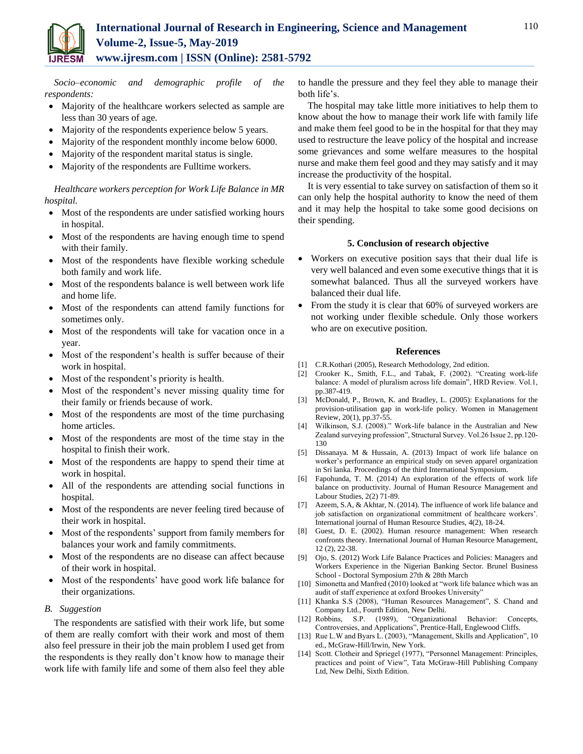*Socio–economic and demographic profile of the respondents:*

- Majority of the healthcare workers selected as sample are less than 30 years of age.
- Majority of the respondents experience below 5 years.
- Majority of the respondent monthly income below 6000.
- Majority of the respondent marital status is single.
- Majority of the respondents are Fulltime workers.

*Healthcare workers perception for Work Life Balance in MR hospital.*

- Most of the respondents are under satisfied working hours in hospital.
- Most of the respondents are having enough time to spend with their family.
- Most of the respondents have flexible working schedule both family and work life.
- Most of the respondents balance is well between work life and home life.
- Most of the respondents can attend family functions for sometimes only.
- Most of the respondents will take for vacation once in a year.
- Most of the respondent's health is suffer because of their work in hospital.
- Most of the respondent's priority is health.
- Most of the respondent's never missing quality time for their family or friends because of work.
- Most of the respondents are most of the time purchasing home articles.
- Most of the respondents are most of the time stay in the hospital to finish their work.
- Most of the respondents are happy to spend their time at work in hospital.
- All of the respondents are attending social functions in hospital.
- Most of the respondents are never feeling tired because of their work in hospital.
- Most of the respondents' support from family members for balances your work and family commitments.
- Most of the respondents are no disease can affect because of their work in hospital.
- Most of the respondents' have good work life balance for their organizations.

### B. Suggestion

The respondents are satisfied with their work life, but some of them are really comfort with their work and most of them also feel pressure in their job the main problem I used get from the respondents is they really don't know how to manage their work life with family life and some of them also feel they able to handle the pressure and they feel they able to manage their both life's.

The hospital may take little more initiatives to help them to know about the how to manage their work life with family life and make them feel good to be in the hospital for that they may used to restructure the leave policy of the hospital and increase some grievances and some welfare measures to the hospital nurse and make them feel good and they may satisfy and it may increase the productivity of the hospital.

It is very essential to take survey on satisfaction of them so it can only help the hospital authority to know the need of them and it may help the hospital to take some good decisions on their spending.

## 5. Conclusion of research objective

- Workers on executive position says that their dual life is very well balanced and even some executive things that it is somewhat balanced. Thus all the surveyed workers have balanced their dual life.
- From the study it is clear that 60% of surveyed workers are not working under flexible schedule. Only those workers who are on executive position.

## References

[1] C.R.Kothari (2005), Research Methodology, 2nd edition.

[2] Crooker K., Smith, F.L., and Tabak, F. (2002). "Creating work-life balance: A model of pluralism across life domain", HRD Review. Vol.1, pp.387-419.

[3] McDonald, P., Brown, K. and Bradley, L. (2005): Explanations for the provision-utilisation gap in work-life policy. Women in Management Review, 20(1), pp.37-55.

[4] Wilkinson, S.J. (2008)." Work-life balance in the Australian and New Zealand surveying profession", Structural Survey. Vol.26 Issue 2, pp.120-130

[5] Dissanaya. M & Hussain, A. (2013) Impact of work life balance on worker's performance an empirical study on seven apparel organization in Sri lanka. Proceedings of the third International Symposium.

[6] Fapohunda, T. M. (2014) An exploration of the effects of work life balance on productivity. Journal of Human Resource Management and Labour Studies, 2(2) 71-89.

[7] Azeem, S.A, & Akhtar, N. (2014). The influence of work life balance and job satisfaction on organizational commitment of healthcare workers'. International journal of Human Resource Studies, 4(2), 18-24.

[8] Guest, D. E. (2002). Human resource management: When research confronts theory. International Journal of Human Resource Management, 12 (2), 22-38.

[9] Ojo, S. (2012) Work Life Balance Practices and Policies: Managers and Workers Experience in the Nigerian Banking Sector. Brunel Business School - Doctoral Symposium 27th & 28th March

[10] Simonetta and Manfred (2010) looked at "work life balance which was an audit of staff experience at oxford Brookes University"

[11] Khanka S.S (2008), "Human Resources Management", S. Chand and Company Ltd., Fourth Edition, New Delhi.

[12] Robbins, S.P. (1989), "Organizational Behavior: Concepts, Controversies, and Applications", Prentice-Hall, Englewood Cliffs.

[13] Rue L.W and Byars L. (2003), "Management, Skills and Application", 10 ed., McGraw-Hill/Irwin, New York.

[14] Scott. Clotheir and Spriegel (1977), "Personnel Management: Principles, practices and point of View", Tata McGraw-Hill Publishing Company Ltd, New Delhi, Sixth Edition.